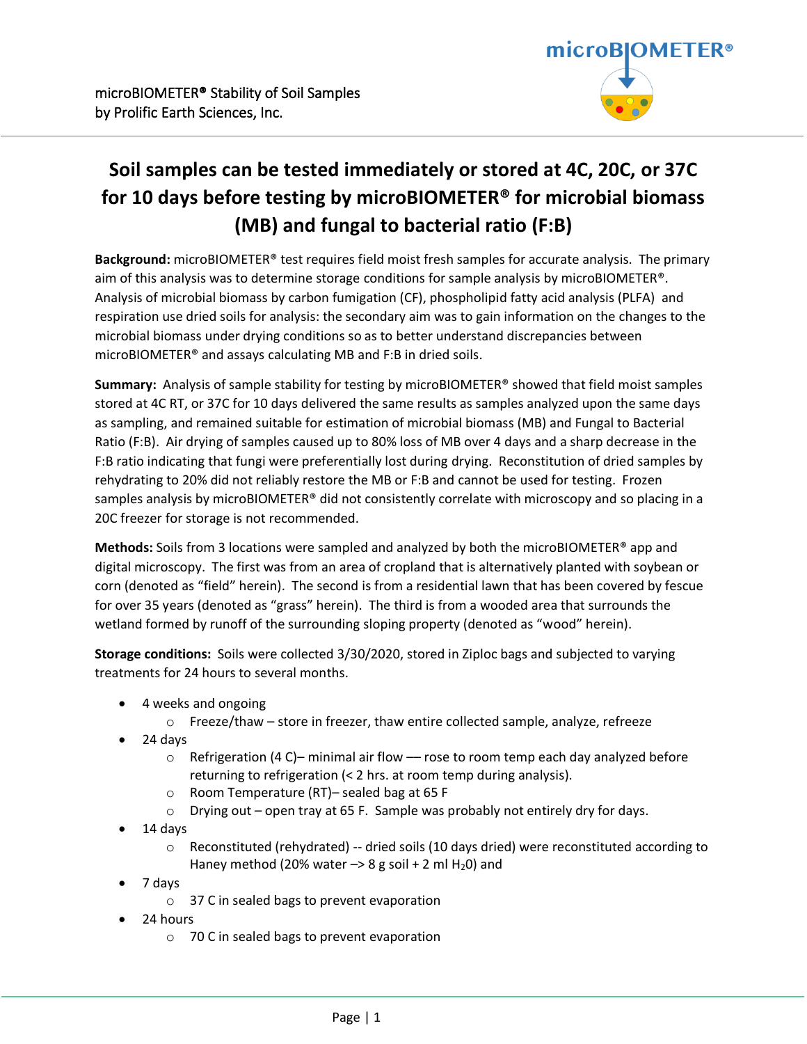microBIOMETER® Stability of Soil Samples
by Prolific Earth Sciences, Inc.

# Soil samples can be tested immediately or stored at 4C, 20C, or 37C for 10 days before testing by microBIOMETER® for microbial biomass (MB) and fungal to bacterial ratio (F:B)

**Background:** microBIOMETER® test requires field moist fresh samples for accurate analysis. The primary aim of this analysis was to determine storage conditions for sample analysis by microBIOMETER®. Analysis of microbial biomass by carbon fumigation (CF), phospholipid fatty acid analysis (PLFA) and respiration use dried soils for analysis: the secondary aim was to gain information on the changes to the microbial biomass under drying conditions so as to better understand discrepancies between microBIOMETER® and assays calculating MB and F:B in dried soils.

**Summary:** Analysis of sample stability for testing by microBIOMETER® showed that field moist samples stored at 4C RT, or 37C for 10 days delivered the same results as samples analyzed upon the same days as sampling, and remained suitable for estimation of microbial biomass (MB) and Fungal to Bacterial Ratio (F:B). Air drying of samples caused up to 80% loss of MB over 4 days and a sharp decrease in the F:B ratio indicating that fungi were preferentially lost during drying. Reconstitution of dried samples by rehydrating to 20% did not reliably restore the MB or F:B and cannot be used for testing. Frozen samples analysis by microBIOMETER® did not consistently correlate with microscopy and so placing in a 20C freezer for storage is not recommended.

**Methods:** Soils from 3 locations were sampled and analyzed by both the microBIOMETER® app and digital microscopy. The first was from an area of cropland that is alternatively planted with soybean or corn (denoted as "field" herein). The second is from a residential lawn that has been covered by fescue for over 35 years (denoted as "grass" herein). The third is from a wooded area that surrounds the wetland formed by runoff of the surrounding sloping property (denoted as "wood" herein).

**Storage conditions:** Soils were collected 3/30/2020, stored in Ziploc bags and subjected to varying treatments for 24 hours to several months.

- 4 weeks and ongoing
  - Freeze/thaw – store in freezer, thaw entire collected sample, analyze, refreeze
- 24 days
  - Refrigeration (4 C)– minimal air flow –– rose to room temp each day analyzed before returning to refrigeration (< 2 hrs. at room temp during analysis).
  - Room Temperature (RT)– sealed bag at 65 F
  - Drying out – open tray at 65 F. Sample was probably not entirely dry for days.
- 14 days
  - Reconstituted (rehydrated) -- dried soils (10 days dried) were reconstituted according to Haney method (20% water –> 8 g soil + 2 ml $H_2O$) and
- 7 days
  - 37 C in sealed bags to prevent evaporation
- 24 hours
  - 70 C in sealed bags to prevent evaporation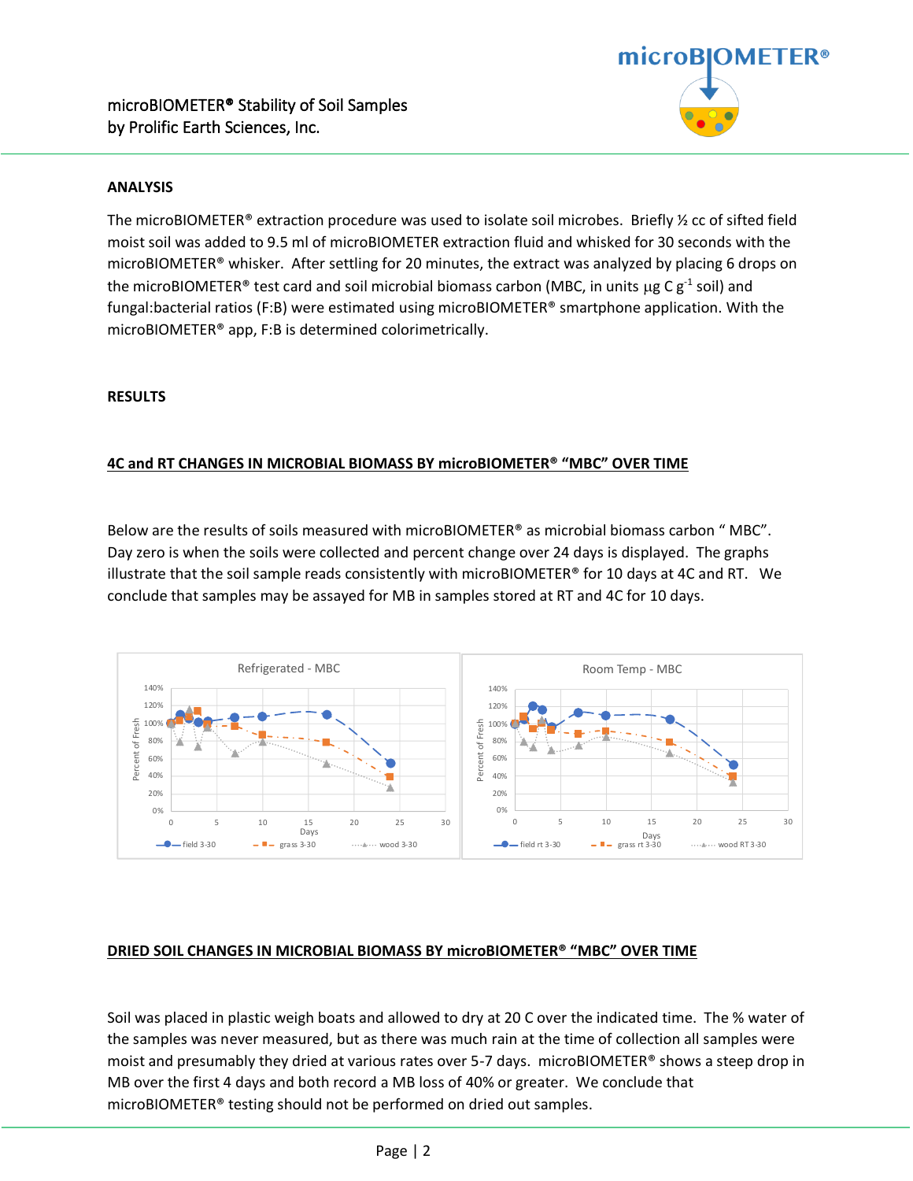## ANALYSIS

The microBIOMETER® extraction procedure was used to isolate soil microbes. Briefly ½ cc of sifted field moist soil was added to 9.5 ml of microBIOMETER extraction fluid and whisked for 30 seconds with the microBIOMETER® whisker. After settling for 20 minutes, the extract was analyzed by placing 6 drops on the microBIOMETER® test card and soil microbial biomass carbon (MBC, in units µg C $g^{-1}$ soil) and fungal:bacterial ratios (F:B) were estimated using microBIOMETER® smartphone application. With the microBIOMETER® app, F:B is determined colorimetrically.

## RESULTS

### 4C and RT CHANGES IN MICROBIAL BIOMASS BY microBIOMETER® "MBC" OVER TIME

Below are the results of soils measured with microBIOMETER® as microbial biomass carbon " MBC". Day zero is when the soils were collected and percent change over 24 days is displayed. The graphs illustrate that the soil sample reads consistently with microBIOMETER® for 10 days at 4C and RT. We conclude that samples may be assayed for MB in samples stored at RT and 4C for 10 days.

### DRIED SOIL CHANGES IN MICROBIAL BIOMASS BY microBIOMETER® "MBC" OVER TIME

Soil was placed in plastic weigh boats and allowed to dry at 20 C over the indicated time. The % water of the samples was never measured, but as there was much rain at the time of collection all samples were moist and presumably they dried at various rates over 5-7 days. microBIOMETER® shows a steep drop in MB over the first 4 days and both record a MB loss of 40% or greater. We conclude that microBIOMETER® testing should not be performed on dried out samples.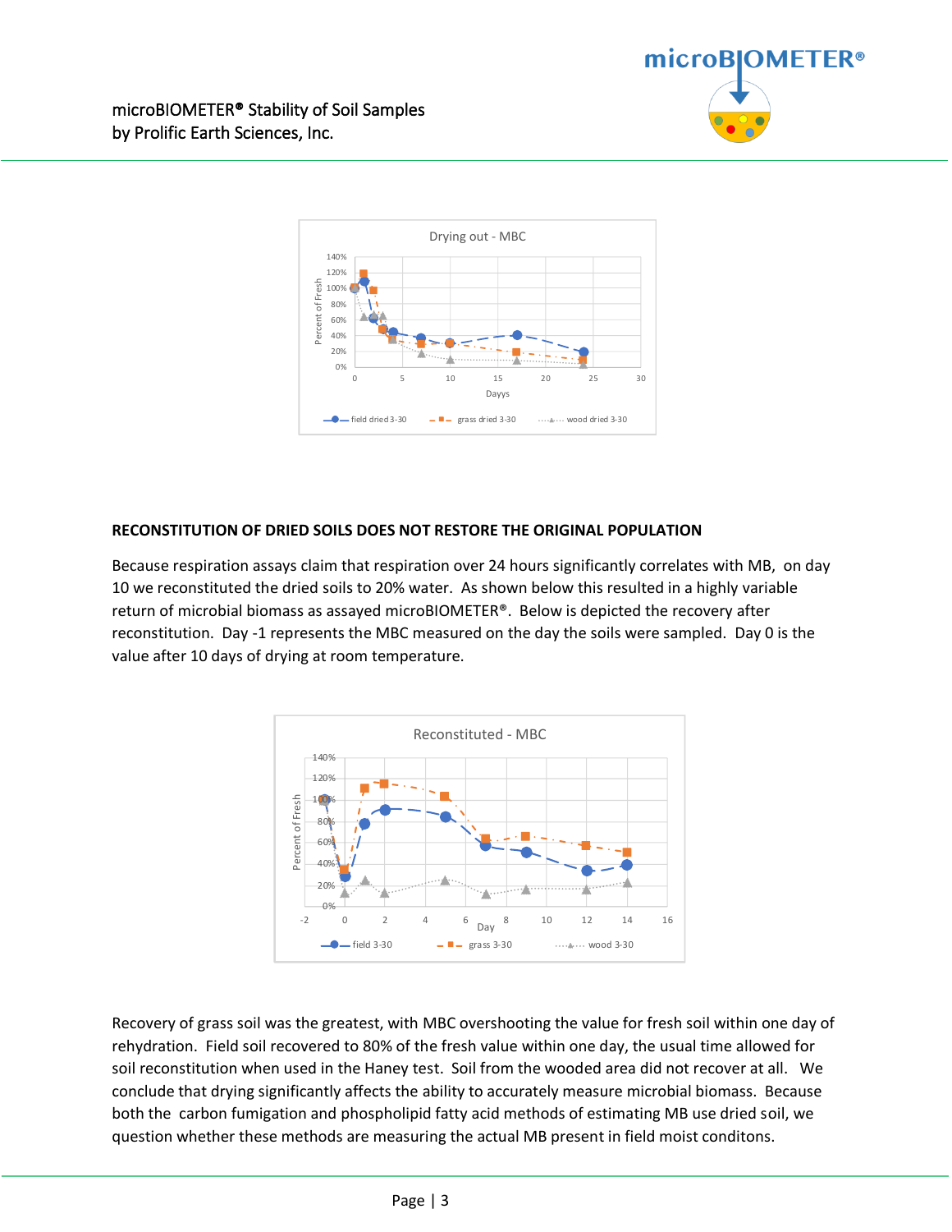## RECONSTITUTION OF DRIED SOILS DOES NOT RESTORE THE ORIGINAL POPULATION

Because respiration assays claim that respiration over 24 hours significantly correlates with MB, on day 10 we reconstituted the dried soils to 20% water. As shown below this resulted in a highly variable return of microbial biomass as assayed microBIOMETER®. Below is depicted the recovery after reconstitution. Day -1 represents the MBC measured on the day the soils were sampled. Day 0 is the value after 10 days of drying at room temperature.

Recovery of grass soil was the greatest, with MBC overshooting the value for fresh soil within one day of rehydration. Field soil recovered to 80% of the fresh value within one day, the usual time allowed for soil reconstitution when used in the Haney test. Soil from the wooded area did not recover at all. We conclude that drying significantly affects the ability to accurately measure microbial biomass. Because both the carbon fumigation and phospholipid fatty acid methods of estimating MB use dried soil, we question whether these methods are measuring the actual MB present in field moist conditons.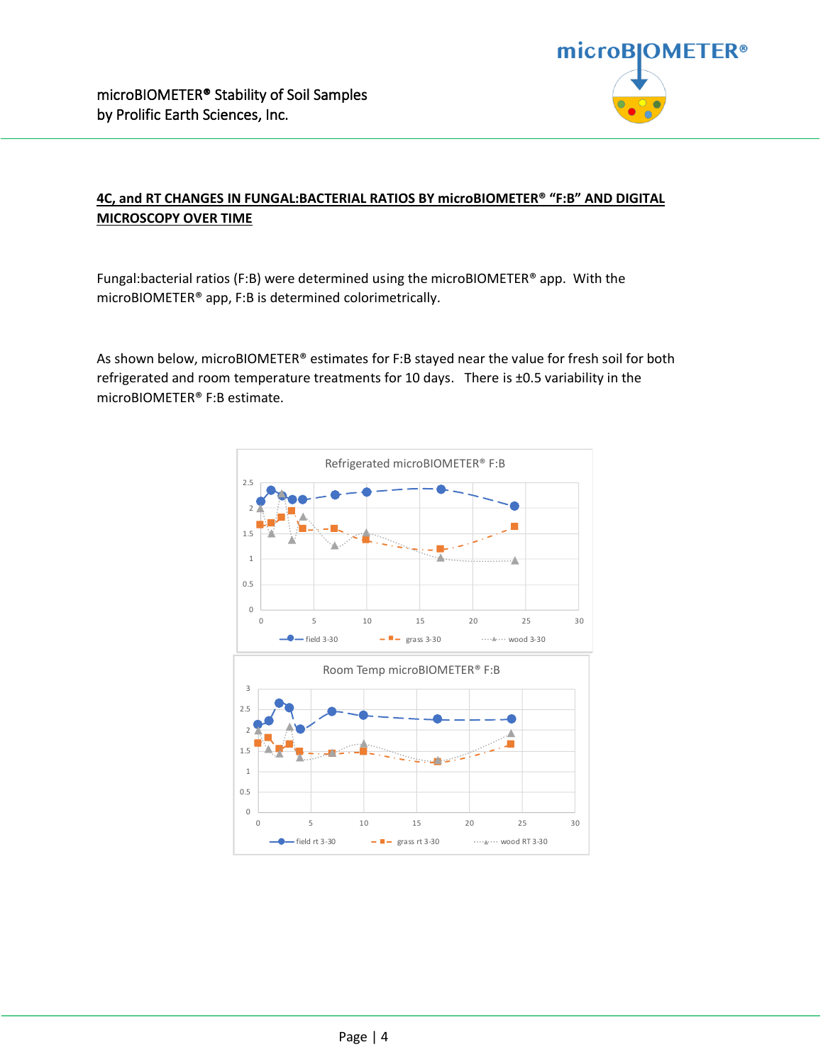## 4C, and RT CHANGES IN FUNGAL:BACTERIAL RATIOS BY microBIOMETER® "F:B" AND DIGITAL MICROSCOPY OVER TIME

Fungal:bacterial ratios (F:B) were determined using the microBIOMETER® app. With the microBIOMETER® app, F:B is determined colorimetrically.

As shown below, microBIOMETER® estimates for F:B stayed near the value for fresh soil for both refrigerated and room temperature treatments for 10 days. There is ±0.5 variability in the microBIOMETER® F:B estimate.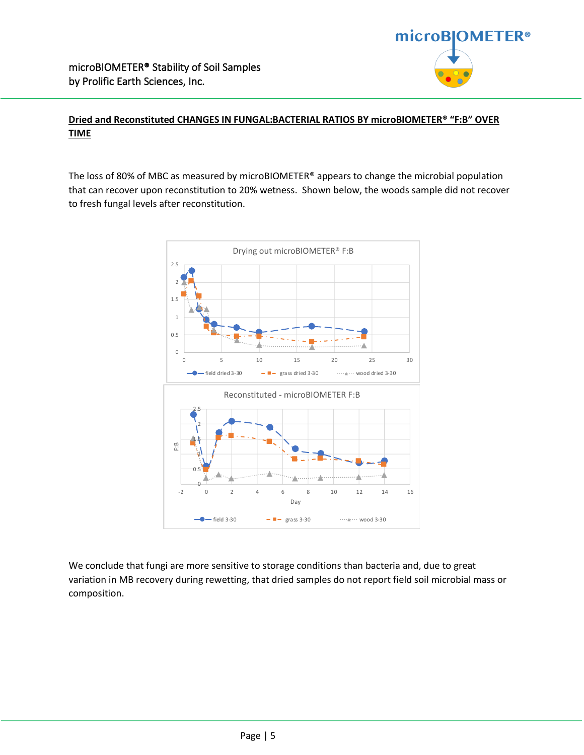**Dried and Reconstituted CHANGES IN FUNGAL:BACTERIAL RATIOS BY microBIOMETER® "F:B" OVER TIME**

The loss of 80% of MBC as measured by microBIOMETER® appears to change the microbial population that can recover upon reconstitution to 20% wetness. Shown below, the woods sample did not recover to fresh fungal levels after reconstitution.

We conclude that fungi are more sensitive to storage conditions than bacteria and, due to great variation in MB recovery during rewetting, that dried samples do not report field soil microbial mass or composition.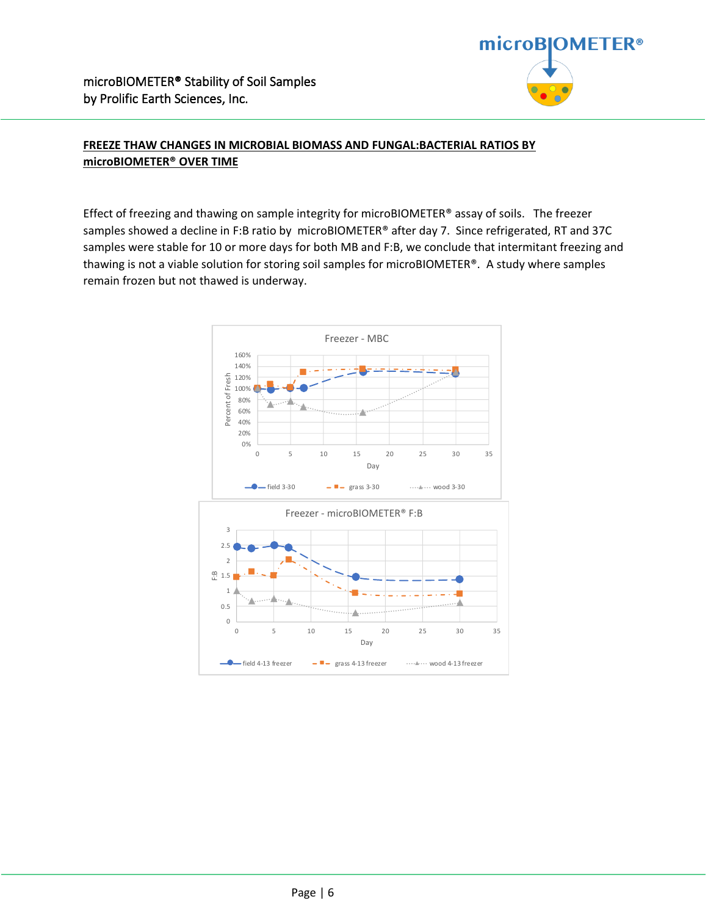## FREEZE THAW CHANGES IN MICROBIAL BIOMASS AND FUNGAL:BACTERIAL RATIOS BY microBIOMETER® OVER TIME

Effect of freezing and thawing on sample integrity for microBIOMETER® assay of soils. The freezer samples showed a decline in F:B ratio by microBIOMETER® after day 7. Since refrigerated, RT and 37C samples were stable for 10 or more days for both MB and F:B, we conclude that intermitant freezing and thawing is not a viable solution for storing soil samples for microBIOMETER®. A study where samples remain frozen but not thawed is underway.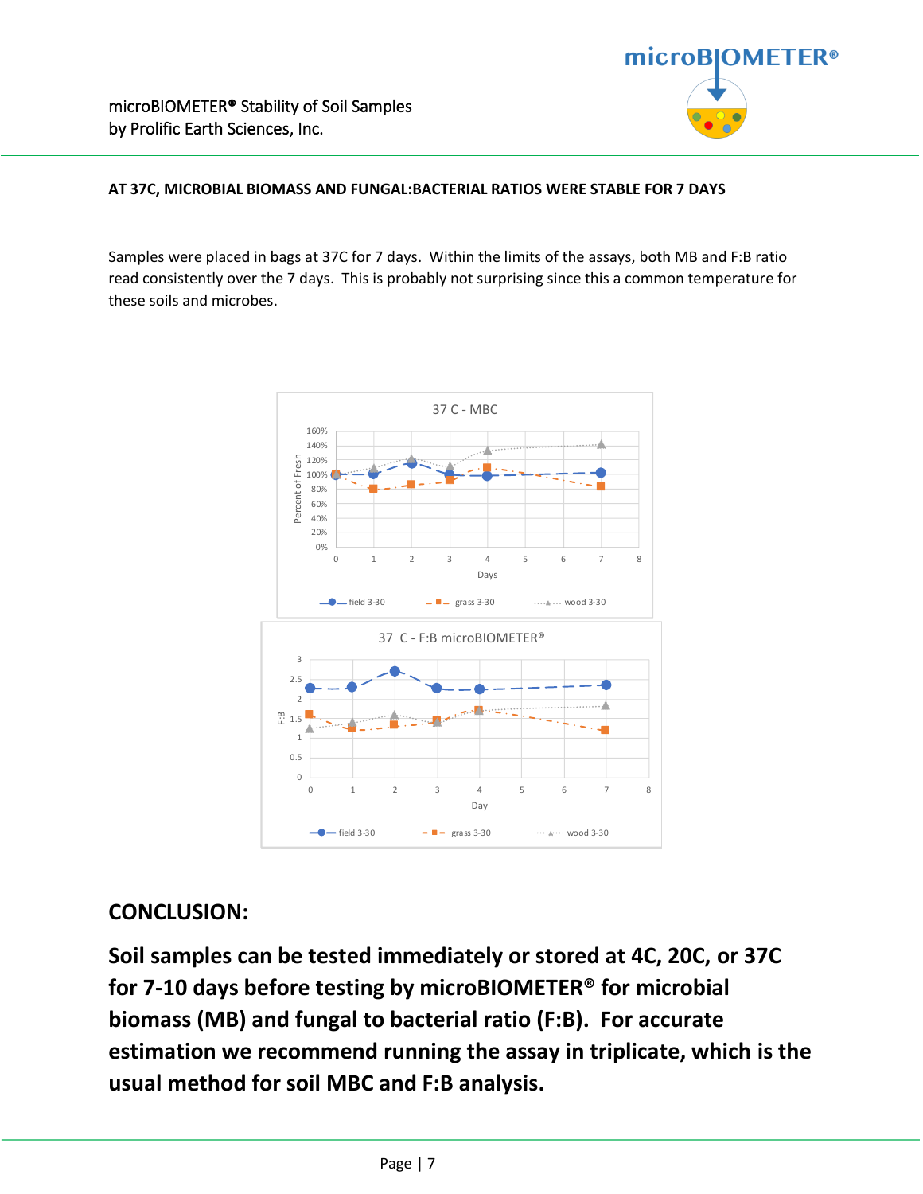microBIOMETER® Stability of Soil Samples
by Prolific Earth Sciences, Inc.

**AT 37C, MICROBIAL BIOMASS AND FUNGAL:BACTERIAL RATIOS WERE STABLE FOR 7 DAYS**

Samples were placed in bags at 37C for 7 days. Within the limits of the assays, both MB and F:B ratio read consistently over the 7 days. This is probably not surprising since this a common temperature for these soils and microbes.

37 C - MBC

Percent of Fresh

160%
140%
120%
100%
80%
60%
40%
20%
0%

0 1 2 3 4 5 6 7 8

Days

field 3-30
grass 3-30
wood 3-30

37 C - F:B microBIOMETER®

F:B

3
2.5
2
1.5
1
0.5
0

0 1 2 3 4 5 6 7 8

Day

field 3-30
grass 3-30
wood 3-30

## CONCLUSION:

**Soil samples can be tested immediately or stored at 4C, 20C, or 37C for 7-10 days before testing by microBIOMETER® for microbial biomass (MB) and fungal to bacterial ratio (F:B). For accurate estimation we recommend running the assay in triplicate, which is the usual method for soil MBC and F:B analysis.**